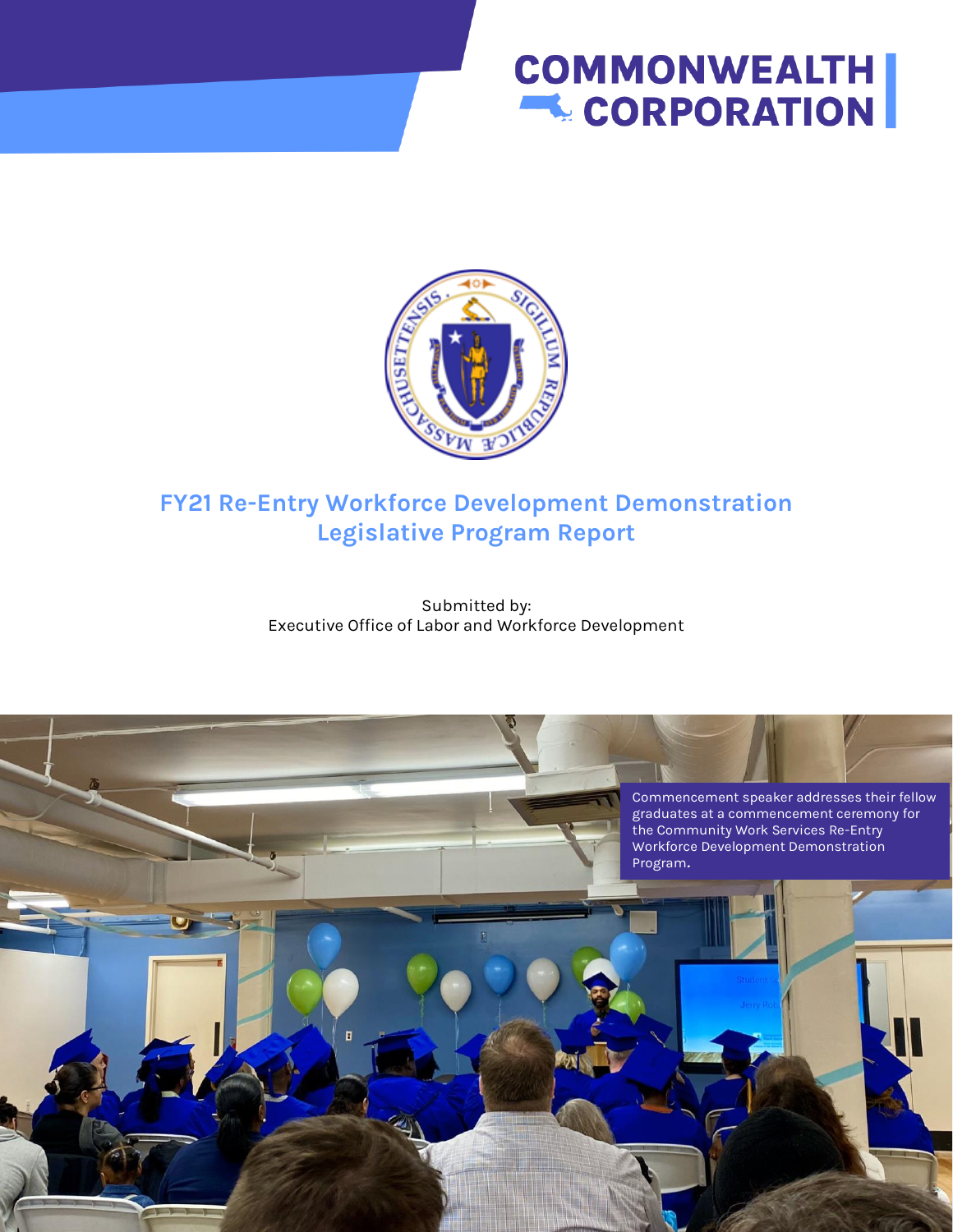COMMONWEALTH CORPORATION

# FY21 Re-Entry Workforce Development Demonstration Legislative Program Report

Submitted by:
Executive Office of Labor and Workforce Development

Commencement speaker addresses their fellow graduates at a commencement ceremony for the Community Work Services Re-Entry Workforce Development Demonstration Program.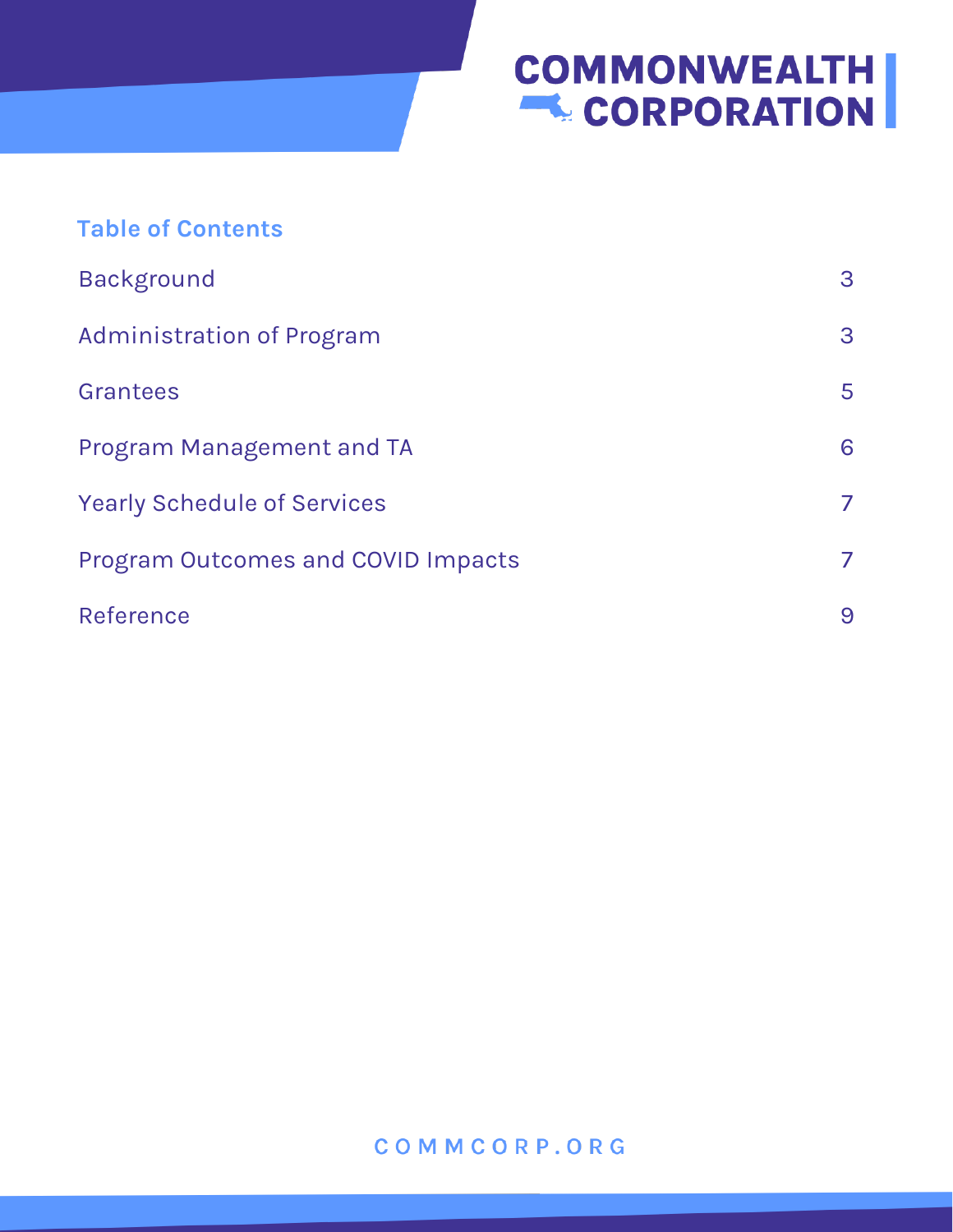COMMONWEALTH CORPORATION

## Table of Contents

| | |
|---|---|
| Background | 3 |
| Administration of Program | 3 |
| Grantees | 5 |
| Program Management and TA | 6 |
| Yearly Schedule of Services | 7 |
| Program Outcomes and COVID Impacts | 7 |
| Reference | 9 |

COMMCORP.ORG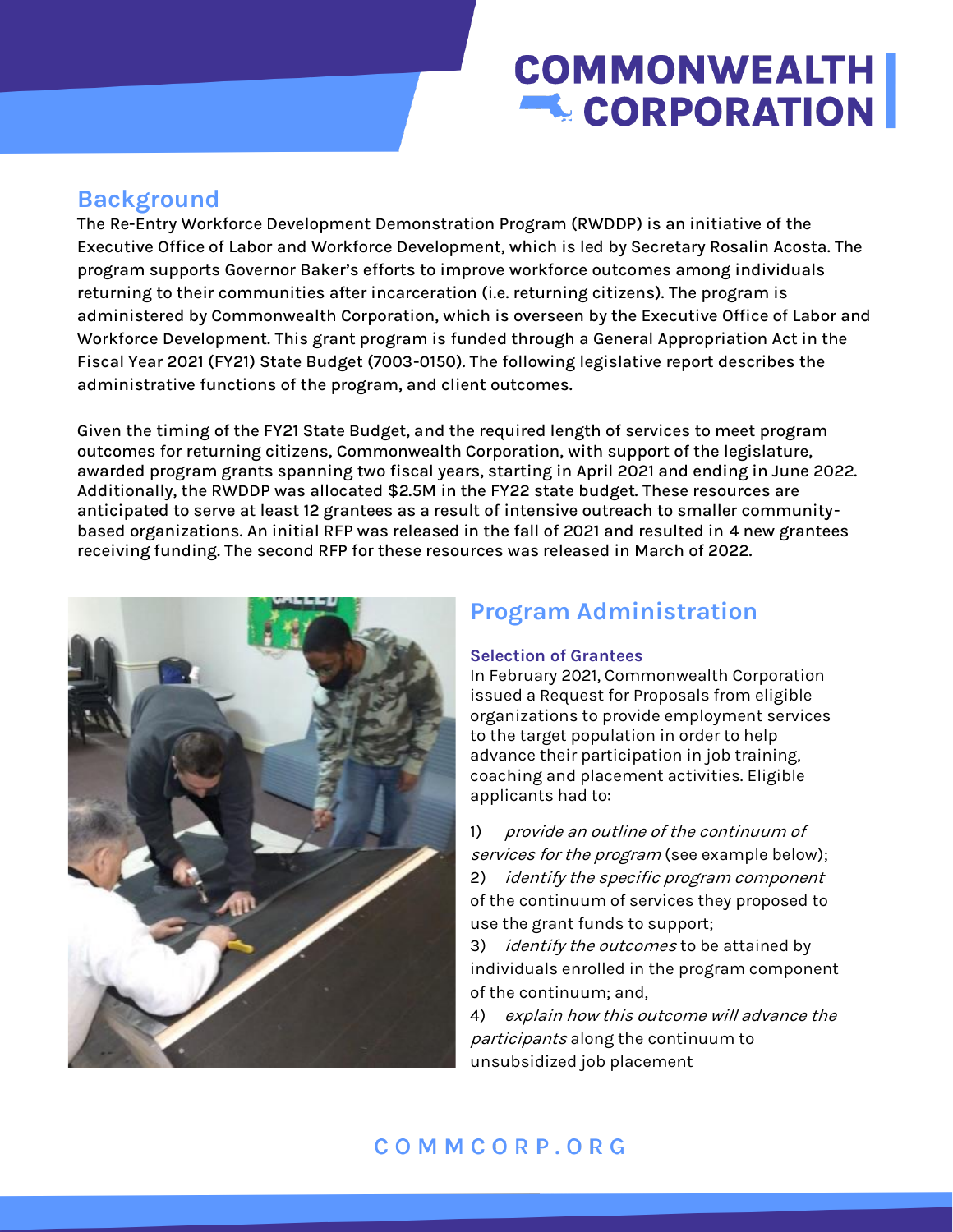## Background

The Re-Entry Workforce Development Demonstration Program (RWDDP) is an initiative of the Executive Office of Labor and Workforce Development, which is led by Secretary Rosalin Acosta. The program supports Governor Baker's efforts to improve workforce outcomes among individuals returning to their communities after incarceration (i.e. returning citizens). The program is administered by Commonwealth Corporation, which is overseen by the Executive Office of Labor and Workforce Development. This grant program is funded through a General Appropriation Act in the Fiscal Year 2021 (FY21) State Budget (7003-0150). The following legislative report describes the administrative functions of the program, and client outcomes.

Given the timing of the FY21 State Budget, and the required length of services to meet program outcomes for returning citizens, Commonwealth Corporation, with support of the legislature, awarded program grants spanning two fiscal years, starting in April 2021 and ending in June 2022. Additionally, the RWDDP was allocated $2.5M in the FY22 state budget. These resources are anticipated to serve at least 12 grantees as a result of intensive outreach to smaller community-based organizations. An initial RFP was released in the fall of 2021 and resulted in 4 new grantees receiving funding. The second RFP for these resources was released in March of 2022.

## Program Administration

### Selection of Grantees

In February 2021, Commonwealth Corporation issued a Request for Proposals from eligible organizations to provide employment services to the target population in order to help advance their participation in job training, coaching and placement activities. Eligible applicants had to:

1) *provide an outline of the continuum of services for the program* (see example below);
2) *identify the specific program component* of the continuum of services they proposed to use the grant funds to support;
3) *identify the outcomes* to be attained by individuals enrolled in the program component of the continuum; and,
4) *explain how this outcome will advance the participants* along the continuum to unsubsidized job placement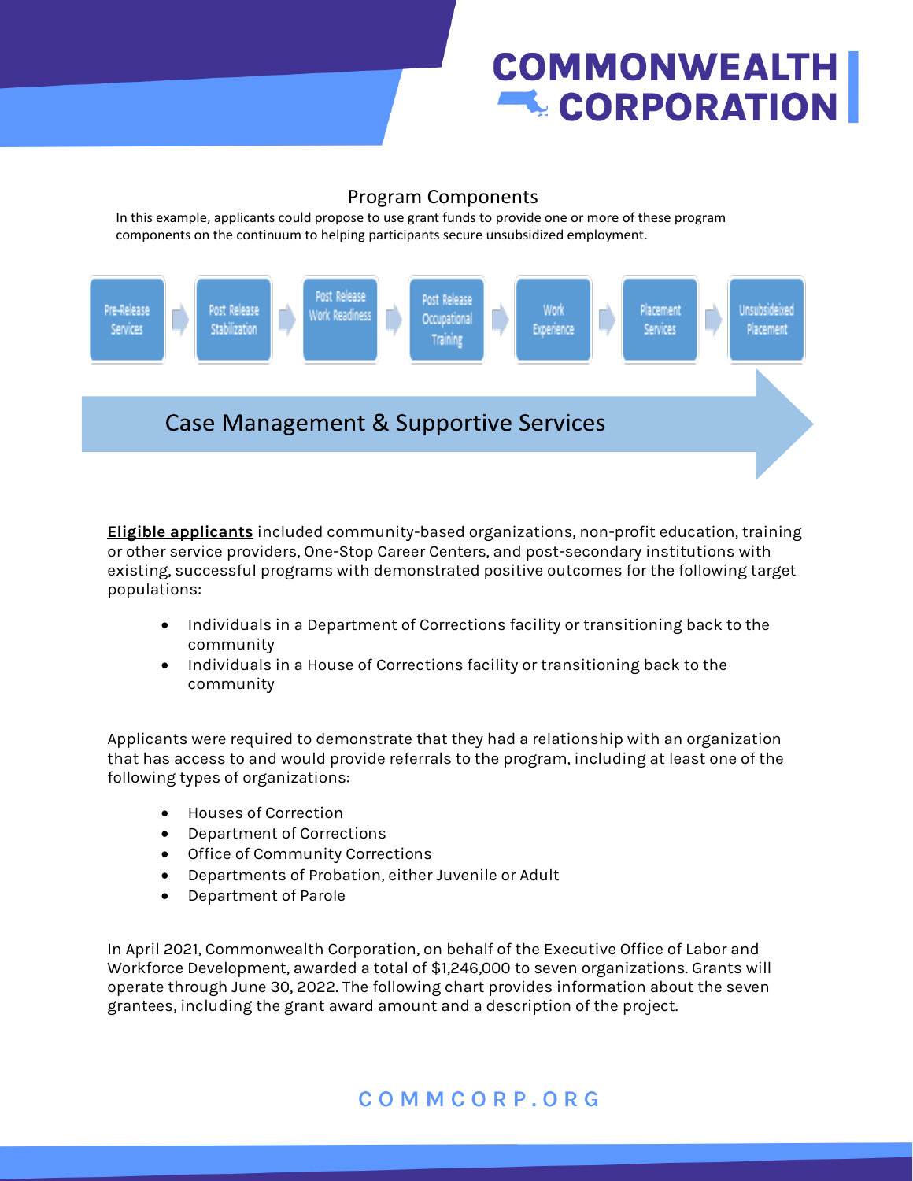## Program Components

In this example, applicants could propose to use grant funds to provide one or more of these program components on the continuum to helping participants secure unsubsidized employment.

Pre-Release Services → Post Release Stabilization → Post Release Work Readiness → Post Release Occupational Training → Work Experience → Placement Services → Unsubsideixed Placement

Case Management & Supportive Services

**Eligible applicants** included community-based organizations, non-profit education, training or other service providers, One-Stop Career Centers, and post-secondary institutions with existing, successful programs with demonstrated positive outcomes for the following target populations:

- Individuals in a Department of Corrections facility or transitioning back to the community
- Individuals in a House of Corrections facility or transitioning back to the community

Applicants were required to demonstrate that they had a relationship with an organization that has access to and would provide referrals to the program, including at least one of the following types of organizations:

- Houses of Correction
- Department of Corrections
- Office of Community Corrections
- Departments of Probation, either Juvenile or Adult
- Department of Parole

In April 2021, Commonwealth Corporation, on behalf of the Executive Office of Labor and Workforce Development, awarded a total of $1,246,000 to seven organizations. Grants will operate through June 30, 2022. The following chart provides information about the seven grantees, including the grant award amount and a description of the project.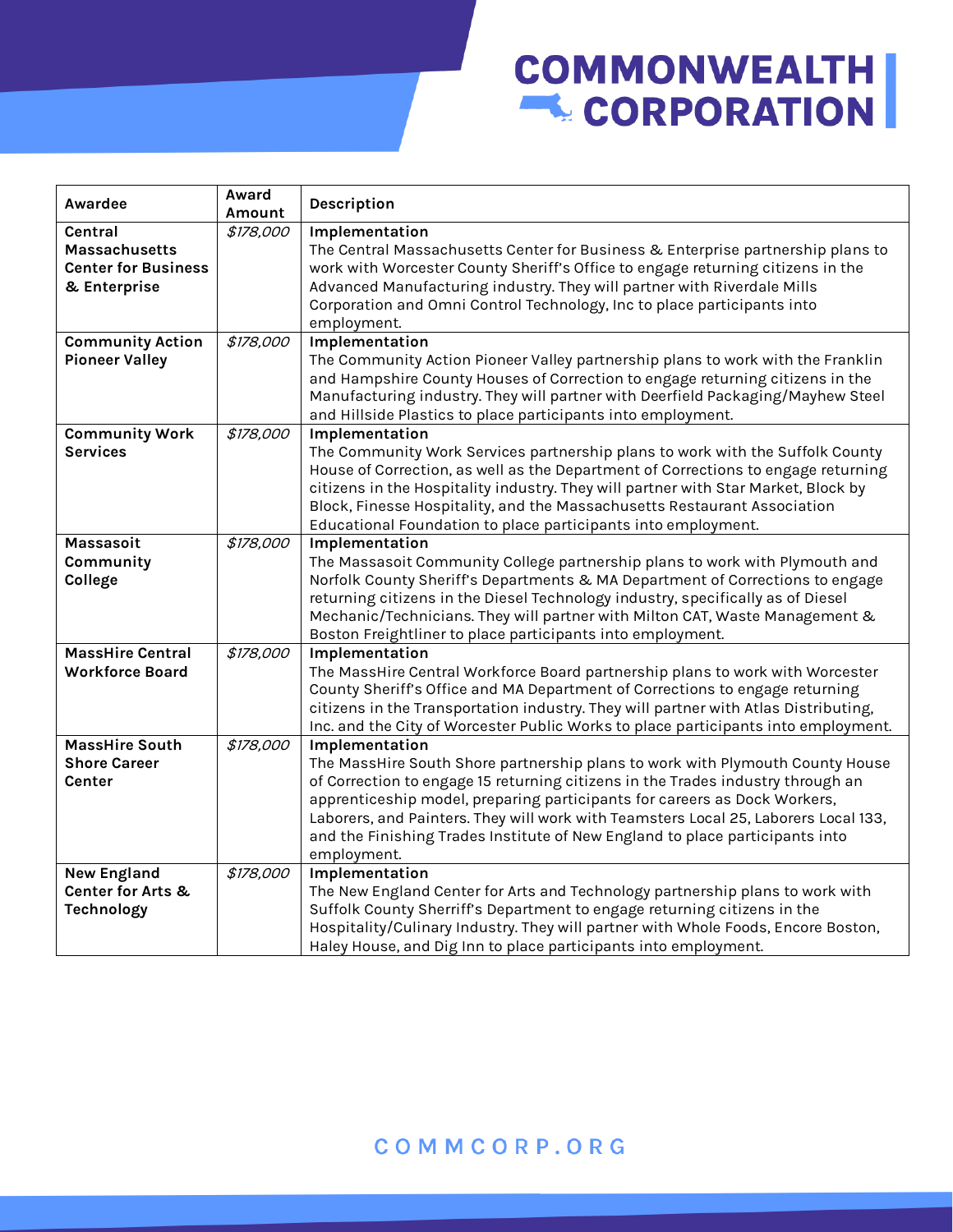| Awardee | Award Amount | Description |
|---|---|---|
| **Central Massachusetts Center for Business & Enterprise** | *$178,000* | **Implementation**<br>The Central Massachusetts Center for Business & Enterprise partnership plans to work with Worcester County Sheriff's Office to engage returning citizens in the Advanced Manufacturing industry. They will partner with Riverdale Mills Corporation and Omni Control Technology, Inc to place participants into employment. |
| **Community Action Pioneer Valley** | *$178,000* | **Implementation**<br>The Community Action Pioneer Valley partnership plans to work with the Franklin and Hampshire County Houses of Correction to engage returning citizens in the Manufacturing industry. They will partner with Deerfield Packaging/Mayhew Steel and Hillside Plastics to place participants into employment. |
| **Community Work Services** | *$178,000* | **Implementation**<br>The Community Work Services partnership plans to work with the Suffolk County House of Correction, as well as the Department of Corrections to engage returning citizens in the Hospitality industry. They will partner with Star Market, Block by Block, Finesse Hospitality, and the Massachusetts Restaurant Association Educational Foundation to place participants into employment. |
| **Massasoit Community College** | *$178,000* | **Implementation**<br>The Massasoit Community College partnership plans to work with Plymouth and Norfolk County Sheriff's Departments & MA Department of Corrections to engage returning citizens in the Diesel Technology industry, specifically as of Diesel Mechanic/Technicians. They will partner with Milton CAT, Waste Management & Boston Freightliner to place participants into employment. |
| **MassHire Central Workforce Board** | *$178,000* | **Implementation**<br>The MassHire Central Workforce Board partnership plans to work with Worcester County Sheriff's Office and MA Department of Corrections to engage returning citizens in the Transportation industry. They will partner with Atlas Distributing, Inc. and the City of Worcester Public Works to place participants into employment. |
| **MassHire South Shore Career Center** | *$178,000* | **Implementation**<br>The MassHire South Shore partnership plans to work with Plymouth County House of Correction to engage 15 returning citizens in the Trades industry through an apprenticeship model, preparing participants for careers as Dock Workers, Laborers, and Painters. They will work with Teamsters Local 25, Laborers Local 133, and the Finishing Trades Institute of New England to place participants into employment. |
| **New England Center for Arts & Technology** | *$178,000* | **Implementation**<br>The New England Center for Arts and Technology partnership plans to work with Suffolk County Sherriff's Department to engage returning citizens in the Hospitality/Culinary Industry. They will partner with Whole Foods, Encore Boston, Haley House, and Dig Inn to place participants into employment. |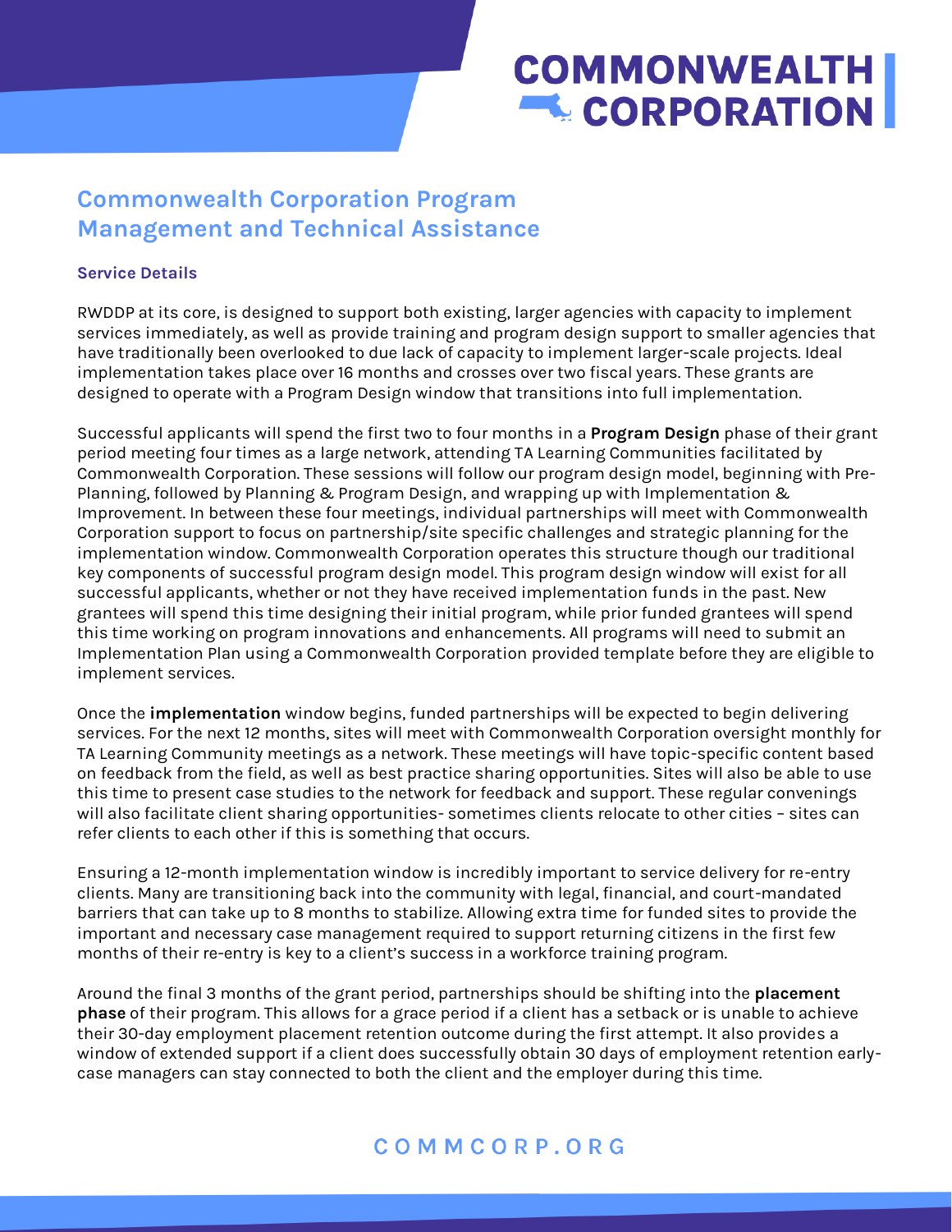## Commonwealth Corporation Program Management and Technical Assistance

### Service Details

RWDDP at its core, is designed to support both existing, larger agencies with capacity to implement services immediately, as well as provide training and program design support to smaller agencies that have traditionally been overlooked to due lack of capacity to implement larger-scale projects. Ideal implementation takes place over 16 months and crosses over two fiscal years. These grants are designed to operate with a Program Design window that transitions into full implementation.

Successful applicants will spend the first two to four months in a **Program Design** phase of their grant period meeting four times as a large network, attending TA Learning Communities facilitated by Commonwealth Corporation. These sessions will follow our program design model, beginning with Pre-Planning, followed by Planning & Program Design, and wrapping up with Implementation & Improvement. In between these four meetings, individual partnerships will meet with Commonwealth Corporation support to focus on partnership/site specific challenges and strategic planning for the implementation window. Commonwealth Corporation operates this structure though our traditional key components of successful program design model. This program design window will exist for all successful applicants, whether or not they have received implementation funds in the past. New grantees will spend this time designing their initial program, while prior funded grantees will spend this time working on program innovations and enhancements. All programs will need to submit an Implementation Plan using a Commonwealth Corporation provided template before they are eligible to implement services.

Once the **implementation** window begins, funded partnerships will be expected to begin delivering services. For the next 12 months, sites will meet with Commonwealth Corporation oversight monthly for TA Learning Community meetings as a network. These meetings will have topic-specific content based on feedback from the field, as well as best practice sharing opportunities. Sites will also be able to use this time to present case studies to the network for feedback and support. These regular convenings will also facilitate client sharing opportunities- sometimes clients relocate to other cities – sites can refer clients to each other if this is something that occurs.

Ensuring a 12-month implementation window is incredibly important to service delivery for re-entry clients. Many are transitioning back into the community with legal, financial, and court-mandated barriers that can take up to 8 months to stabilize. Allowing extra time for funded sites to provide the important and necessary case management required to support returning citizens in the first few months of their re-entry is key to a client's success in a workforce training program.

Around the final 3 months of the grant period, partnerships should be shifting into the **placement phase** of their program. This allows for a grace period if a client has a setback or is unable to achieve their 30-day employment placement retention outcome during the first attempt. It also provides a window of extended support if a client does successfully obtain 30 days of employment retention early- case managers can stay connected to both the client and the employer during this time.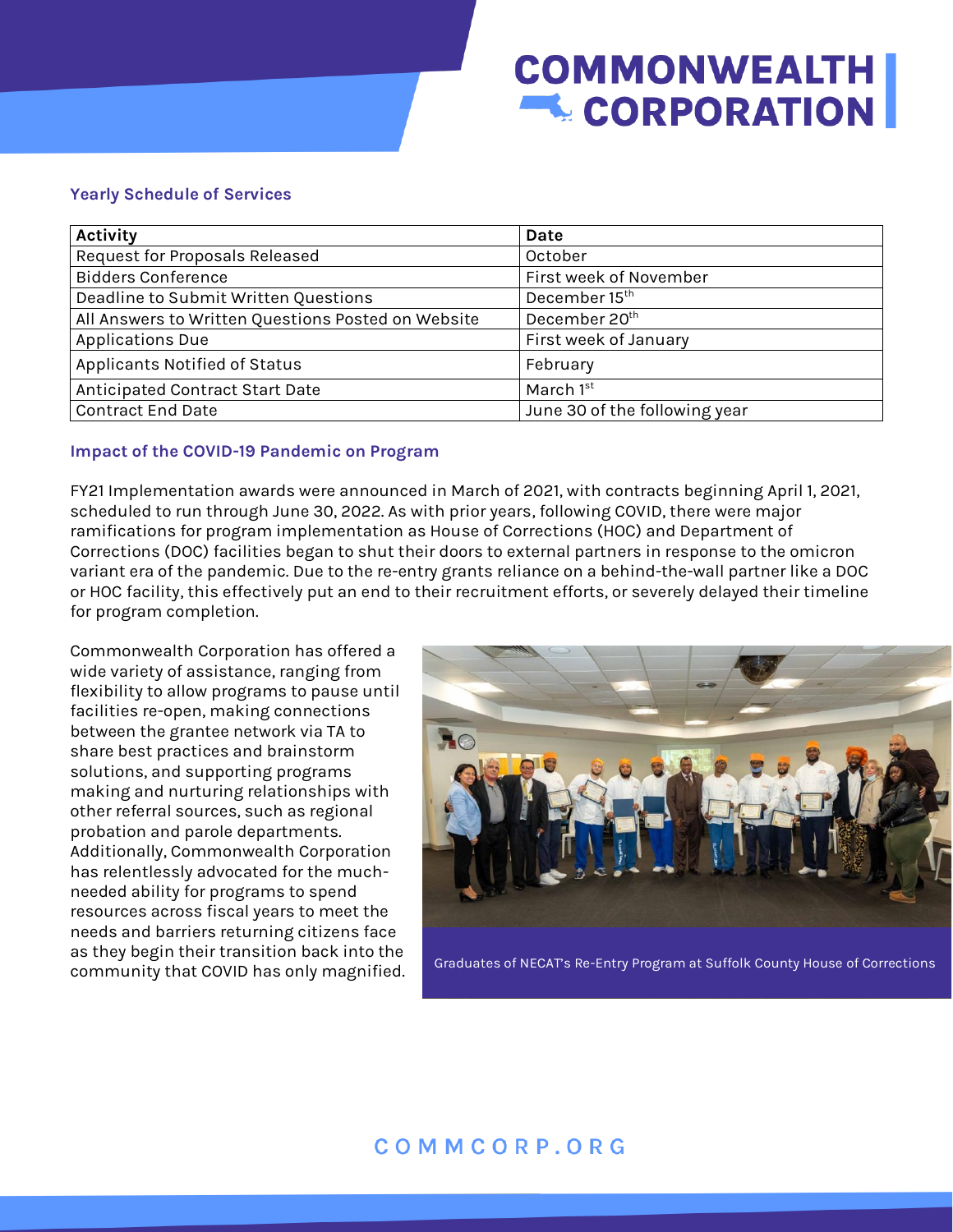### Yearly Schedule of Services

| Activity | Date |
|---|---|
| Request for Proposals Released | October |
| Bidders Conference | First week of November |
| Deadline to Submit Written Questions | December 15th |
| All Answers to Written Questions Posted on Website | December 20th |
| Applications Due | First week of January |
| Applicants Notified of Status | February |
| Anticipated Contract Start Date | March 1st |
| Contract End Date | June 30 of the following year |

### Impact of the COVID-19 Pandemic on Program

FY21 Implementation awards were announced in March of 2021, with contracts beginning April 1, 2021, scheduled to run through June 30, 2022. As with prior years, following COVID, there were major ramifications for program implementation as House of Corrections (HOC) and Department of Corrections (DOC) facilities began to shut their doors to external partners in response to the omicron variant era of the pandemic. Due to the re-entry grants reliance on a behind-the-wall partner like a DOC or HOC facility, this effectively put an end to their recruitment efforts, or severely delayed their timeline for program completion.

Commonwealth Corporation has offered a wide variety of assistance, ranging from flexibility to allow programs to pause until facilities re-open, making connections between the grantee network via TA to share best practices and brainstorm solutions, and supporting programs making and nurturing relationships with other referral sources, such as regional probation and parole departments. Additionally, Commonwealth Corporation has relentlessly advocated for the much-needed ability for programs to spend resources across fiscal years to meet the needs and barriers returning citizens face as they begin their transition back into the community that COVID has only magnified.

Graduates of NECAT's Re-Entry Program at Suffolk County House of Corrections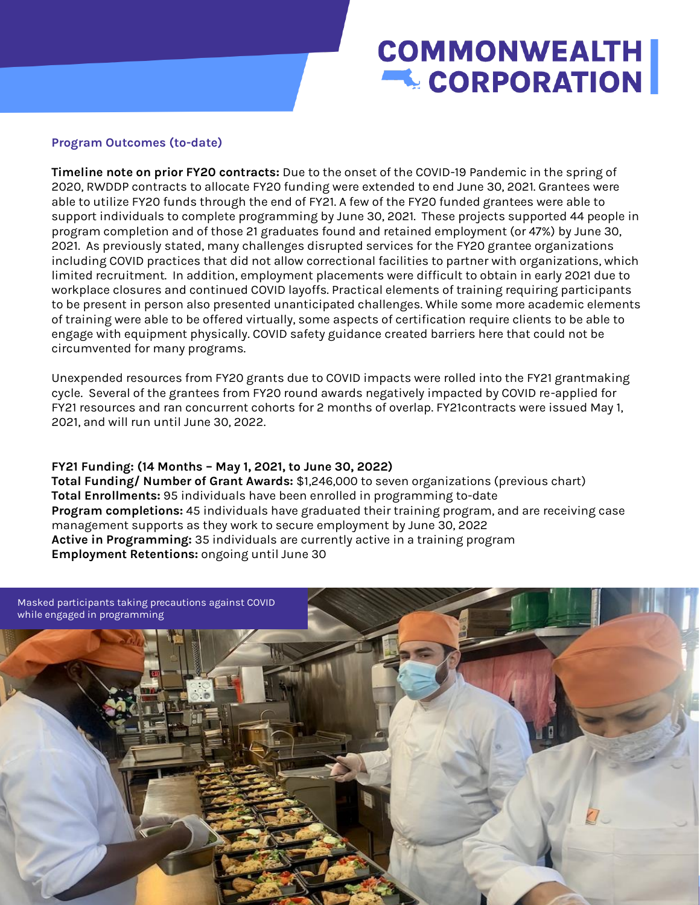## Program Outcomes (to-date)

**Timeline note on prior FY20 contracts:** Due to the onset of the COVID-19 Pandemic in the spring of 2020, RWDDP contracts to allocate FY20 funding were extended to end June 30, 2021. Grantees were able to utilize FY20 funds through the end of FY21. A few of the FY20 funded grantees were able to support individuals to complete programming by June 30, 2021. These projects supported 44 people in program completion and of those 21 graduates found and retained employment (or 47%) by June 30, 2021. As previously stated, many challenges disrupted services for the FY20 grantee organizations including COVID practices that did not allow correctional facilities to partner with organizations, which limited recruitment. In addition, employment placements were difficult to obtain in early 2021 due to workplace closures and continued COVID layoffs. Practical elements of training requiring participants to be present in person also presented unanticipated challenges. While some more academic elements of training were able to be offered virtually, some aspects of certification require clients to be able to engage with equipment physically. COVID safety guidance created barriers here that could not be circumvented for many programs.

Unexpended resources from FY20 grants due to COVID impacts were rolled into the FY21 grantmaking cycle. Several of the grantees from FY20 round awards negatively impacted by COVID re-applied for FY21 resources and ran concurrent cohorts for 2 months of overlap. FY21contracts were issued May 1, 2021, and will run until June 30, 2022.

**FY21 Funding: (14 Months – May 1, 2021, to June 30, 2022)**
**Total Funding/ Number of Grant Awards:** $1,246,000 to seven organizations (previous chart)
**Total Enrollments:** 95 individuals have been enrolled in programming to-date
**Program completions:** 45 individuals have graduated their training program, and are receiving case management supports as they work to secure employment by June 30, 2022
**Active in Programming:** 35 individuals are currently active in a training program
**Employment Retentions:** ongoing until June 30

Masked participants taking precautions against COVID while engaged in programming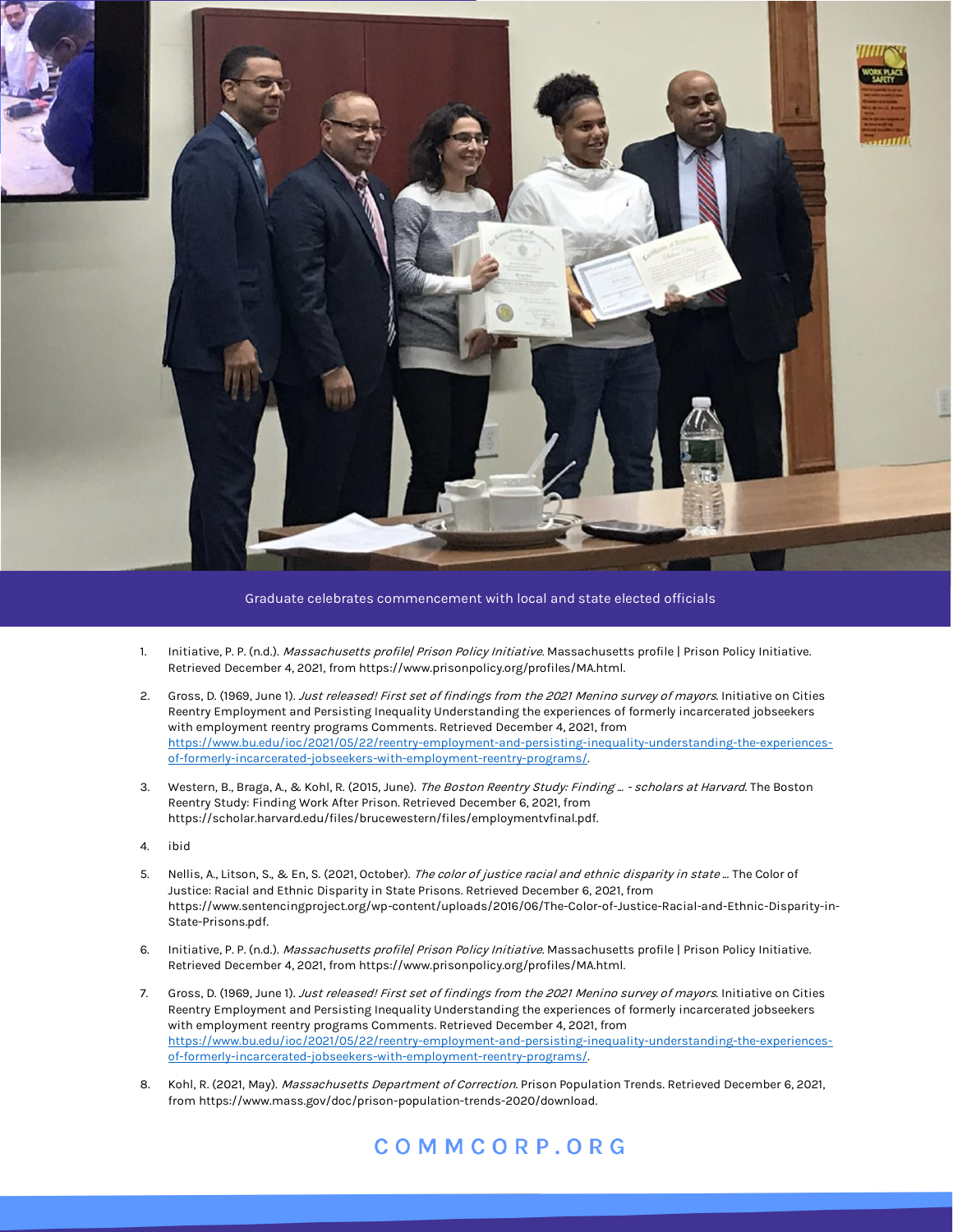Graduate celebrates commencement with local and state elected officials

1. Initiative, P. P. (n.d.). *Massachusetts profile| Prison Policy Initiative*. Massachusetts profile | Prison Policy Initiative. Retrieved December 4, 2021, from https://www.prisonpolicy.org/profiles/MA.html.

2. Gross, D. (1969, June 1). *Just released! First set of findings from the 2021 Menino survey of mayors*. Initiative on Cities Reentry Employment and Persisting Inequality Understanding the experiences of formerly incarcerated jobseekers with employment reentry programs Comments. Retrieved December 4, 2021, from https://www.bu.edu/ioc/2021/05/22/reentry-employment-and-persisting-inequality-understanding-the-experiences-of-formerly-incarcerated-jobseekers-with-employment-reentry-programs/.

3. Western, B., Braga, A., & Kohl, R. (2015, June). *The Boston Reentry Study: Finding ... - scholars at Harvard*. The Boston Reentry Study: Finding Work After Prison. Retrieved December 6, 2021, from https://scholar.harvard.edu/files/brucewestern/files/employmentvfinal.pdf.

4. ibid

5. Nellis, A., Litson, S., & En, S. (2021, October). *The color of justice racial and ethnic disparity in state ...* The Color of Justice: Racial and Ethnic Disparity in State Prisons. Retrieved December 6, 2021, from https://www.sentencingproject.org/wp-content/uploads/2016/06/The-Color-of-Justice-Racial-and-Ethnic-Disparity-in-State-Prisons.pdf.

6. Initiative, P. P. (n.d.). *Massachusetts profile| Prison Policy Initiative*. Massachusetts profile | Prison Policy Initiative. Retrieved December 4, 2021, from https://www.prisonpolicy.org/profiles/MA.html.

7. Gross, D. (1969, June 1). *Just released! First set of findings from the 2021 Menino survey of mayors*. Initiative on Cities Reentry Employment and Persisting Inequality Understanding the experiences of formerly incarcerated jobseekers with employment reentry programs Comments. Retrieved December 4, 2021, from https://www.bu.edu/ioc/2021/05/22/reentry-employment-and-persisting-inequality-understanding-the-experiences-of-formerly-incarcerated-jobseekers-with-employment-reentry-programs/.

8. Kohl, R. (2021, May). *Massachusetts Department of Correction*. Prison Population Trends. Retrieved December 6, 2021, from https://www.mass.gov/doc/prison-population-trends-2020/download.

COMMCORP.ORG